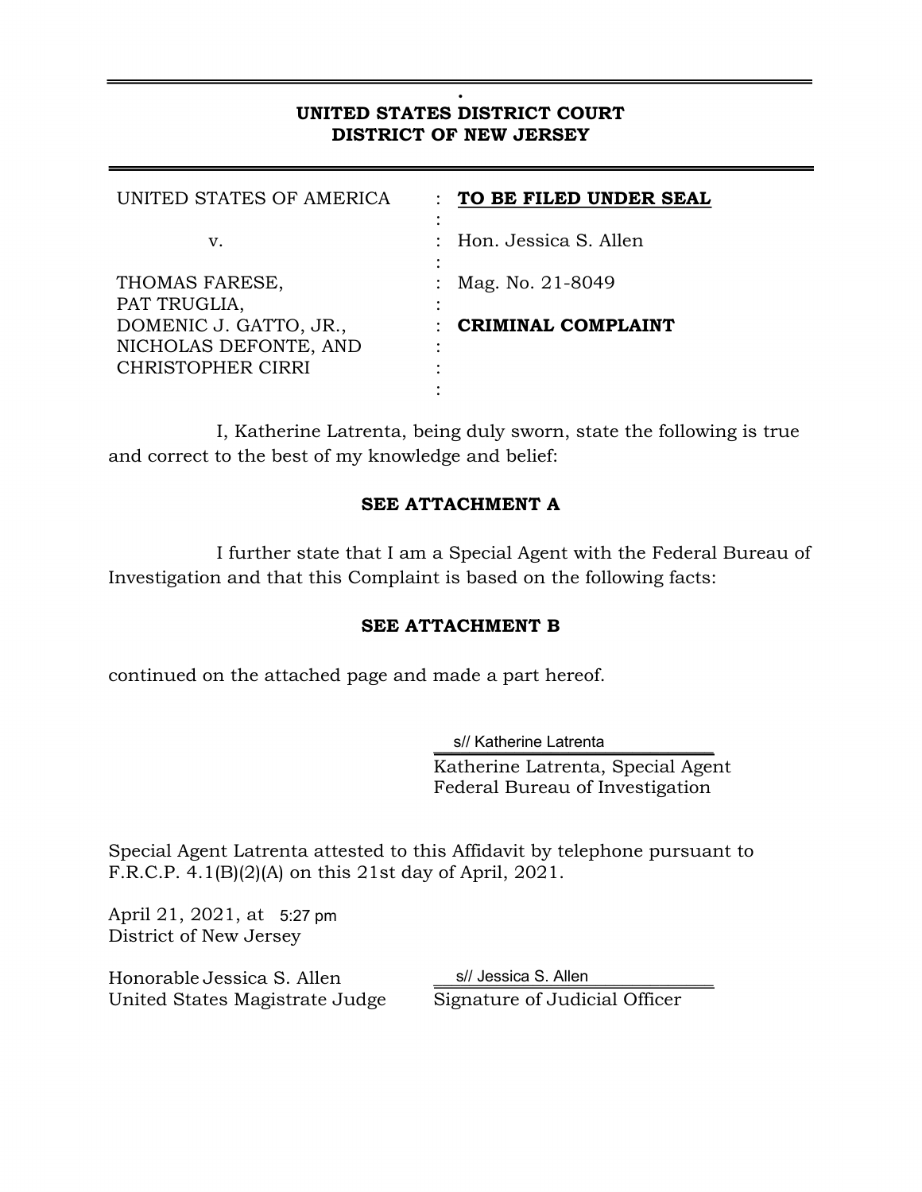.

**UNITED STATES DISTRICT COURT**
**DISTRICT OF NEW JERSEY**

| | | |
|---|---|---|
| UNITED STATES OF AMERICA | : | **TO BE FILED UNDER SEAL** |
| v. | : | Hon. Jessica S. Allen |
| THOMAS FARESE, PAT TRUGLIA, DOMENIC J. GATTO, JR., NICHOLAS DEFONTE, AND CHRISTOPHER CIRRI | : | Mag. No. 21-8049 |
| | : | **CRIMINAL COMPLAINT** |

I, Katherine Latrenta, being duly sworn, state the following is true and correct to the best of my knowledge and belief:

**SEE ATTACHMENT A**

I further state that I am a Special Agent with the Federal Bureau of Investigation and that this Complaint is based on the following facts:

**SEE ATTACHMENT B**

continued on the attached page and made a part hereof.

s// Katherine Latrenta
Katherine Latrenta, Special Agent
Federal Bureau of Investigation

Special Agent Latrenta attested to this Affidavit by telephone pursuant to F.R.C.P. 4.1(B)(2)(A) on this 21st day of April, 2021.

April 21, 2021, at 5:27 pm
District of New Jersey

Honorable Jessica S. Allen
United States Magistrate Judge

s// Jessica S. Allen
Signature of Judicial Officer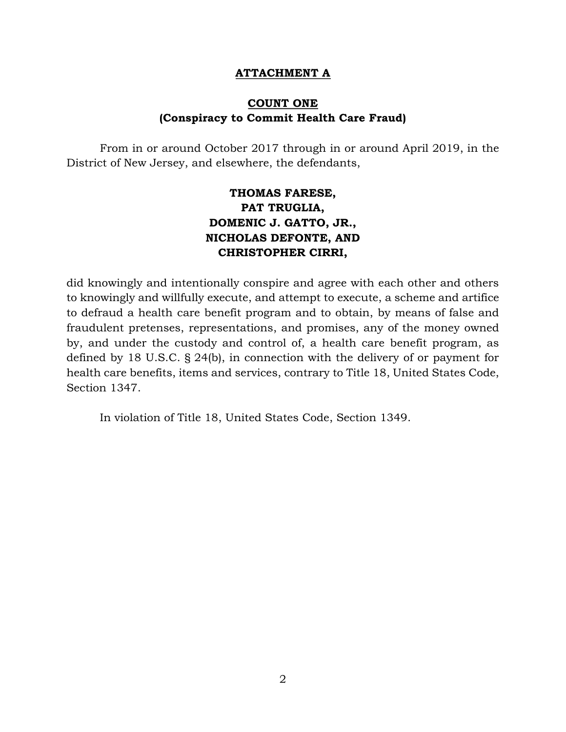# ATTACHMENT A

## COUNT ONE
## (Conspiracy to Commit Health Care Fraud)

From in or around October 2017 through in or around April 2019, in the District of New Jersey, and elsewhere, the defendants,

**THOMAS FARESE,**
**PAT TRUGLIA,**
**DOMENIC J. GATTO, JR.,**
**NICHOLAS DEFONTE, AND**
**CHRISTOPHER CIRRI,**

did knowingly and intentionally conspire and agree with each other and others to knowingly and willfully execute, and attempt to execute, a scheme and artifice to defraud a health care benefit program and to obtain, by means of false and fraudulent pretenses, representations, and promises, any of the money owned by, and under the custody and control of, a health care benefit program, as defined by 18 U.S.C. § 24(b), in connection with the delivery of or payment for health care benefits, items and services, contrary to Title 18, United States Code, Section 1347.

In violation of Title 18, United States Code, Section 1349.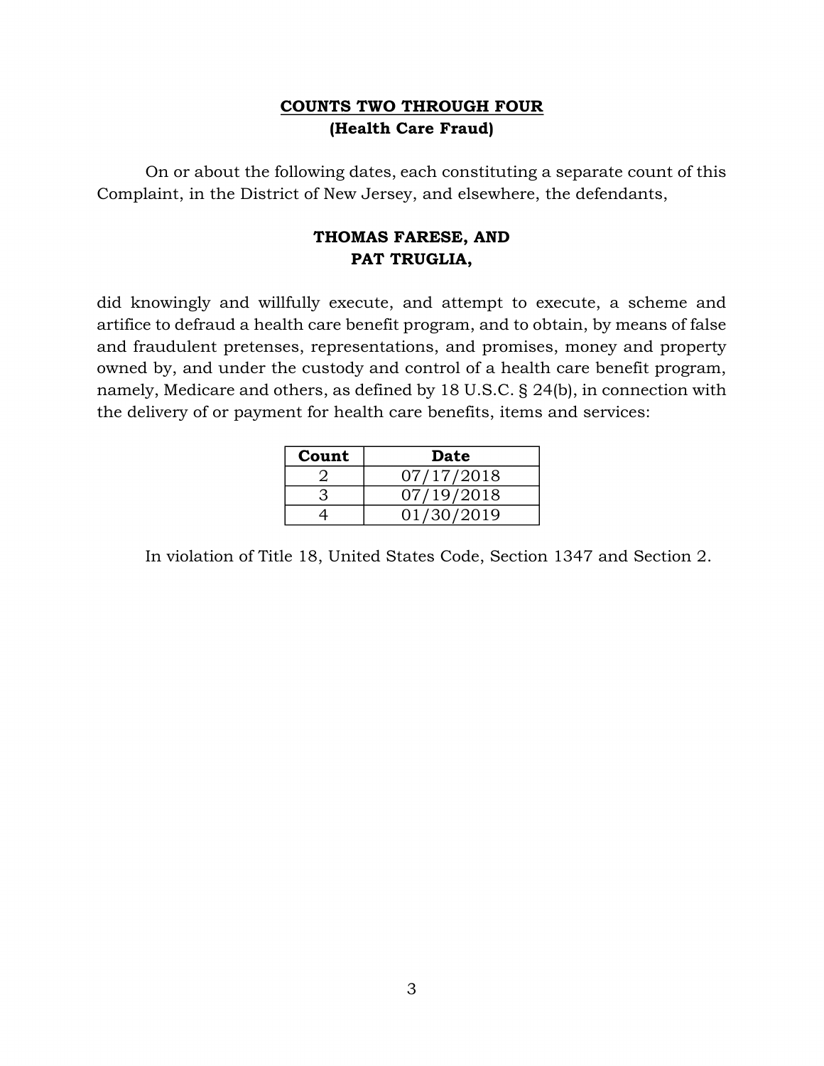## COUNTS TWO THROUGH FOUR
### (Health Care Fraud)

On or about the following dates, each constituting a separate count of this Complaint, in the District of New Jersey, and elsewhere, the defendants,

**THOMAS FARESE, AND**
**PAT TRUGLIA,**

did knowingly and willfully execute, and attempt to execute, a scheme and artifice to defraud a health care benefit program, and to obtain, by means of false and fraudulent pretenses, representations, and promises, money and property owned by, and under the custody and control of a health care benefit program, namely, Medicare and others, as defined by 18 U.S.C. § 24(b), in connection with the delivery of or payment for health care benefits, items and services:

| Count | Date |
|---|---|
| 2 | 07/17/2018 |
| 3 | 07/19/2018 |
| 4 | 01/30/2019 |

In violation of Title 18, United States Code, Section 1347 and Section 2.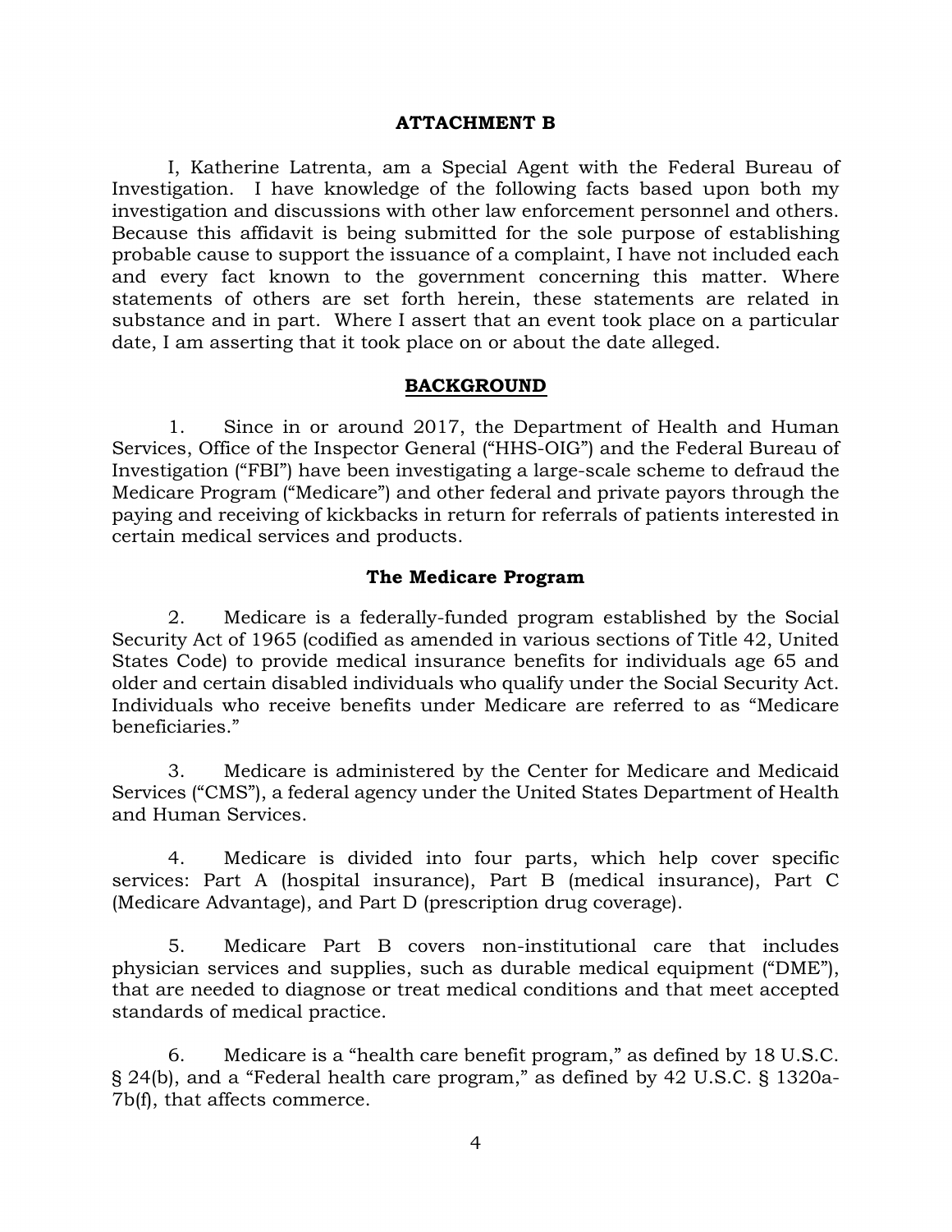## ATTACHMENT B

I, Katherine Latrenta, am a Special Agent with the Federal Bureau of Investigation. I have knowledge of the following facts based upon both my investigation and discussions with other law enforcement personnel and others. Because this affidavit is being submitted for the sole purpose of establishing probable cause to support the issuance of a complaint, I have not included each and every fact known to the government concerning this matter. Where statements of others are set forth herein, these statements are related in substance and in part. Where I assert that an event took place on a particular date, I am asserting that it took place on or about the date alleged.

## BACKGROUND

1. Since in or around 2017, the Department of Health and Human Services, Office of the Inspector General ("HHS-OIG") and the Federal Bureau of Investigation ("FBI") have been investigating a large-scale scheme to defraud the Medicare Program ("Medicare") and other federal and private payors through the paying and receiving of kickbacks in return for referrals of patients interested in certain medical services and products.

### The Medicare Program

2. Medicare is a federally-funded program established by the Social Security Act of 1965 (codified as amended in various sections of Title 42, United States Code) to provide medical insurance benefits for individuals age 65 and older and certain disabled individuals who qualify under the Social Security Act. Individuals who receive benefits under Medicare are referred to as "Medicare beneficiaries."

3. Medicare is administered by the Center for Medicare and Medicaid Services ("CMS"), a federal agency under the United States Department of Health and Human Services.

4. Medicare is divided into four parts, which help cover specific services: Part A (hospital insurance), Part B (medical insurance), Part C (Medicare Advantage), and Part D (prescription drug coverage).

5. Medicare Part B covers non-institutional care that includes physician services and supplies, such as durable medical equipment ("DME"), that are needed to diagnose or treat medical conditions and that meet accepted standards of medical practice.

6. Medicare is a "health care benefit program," as defined by 18 U.S.C. § 24(b), and a "Federal health care program," as defined by 42 U.S.C. § 1320a-7b(f), that affects commerce.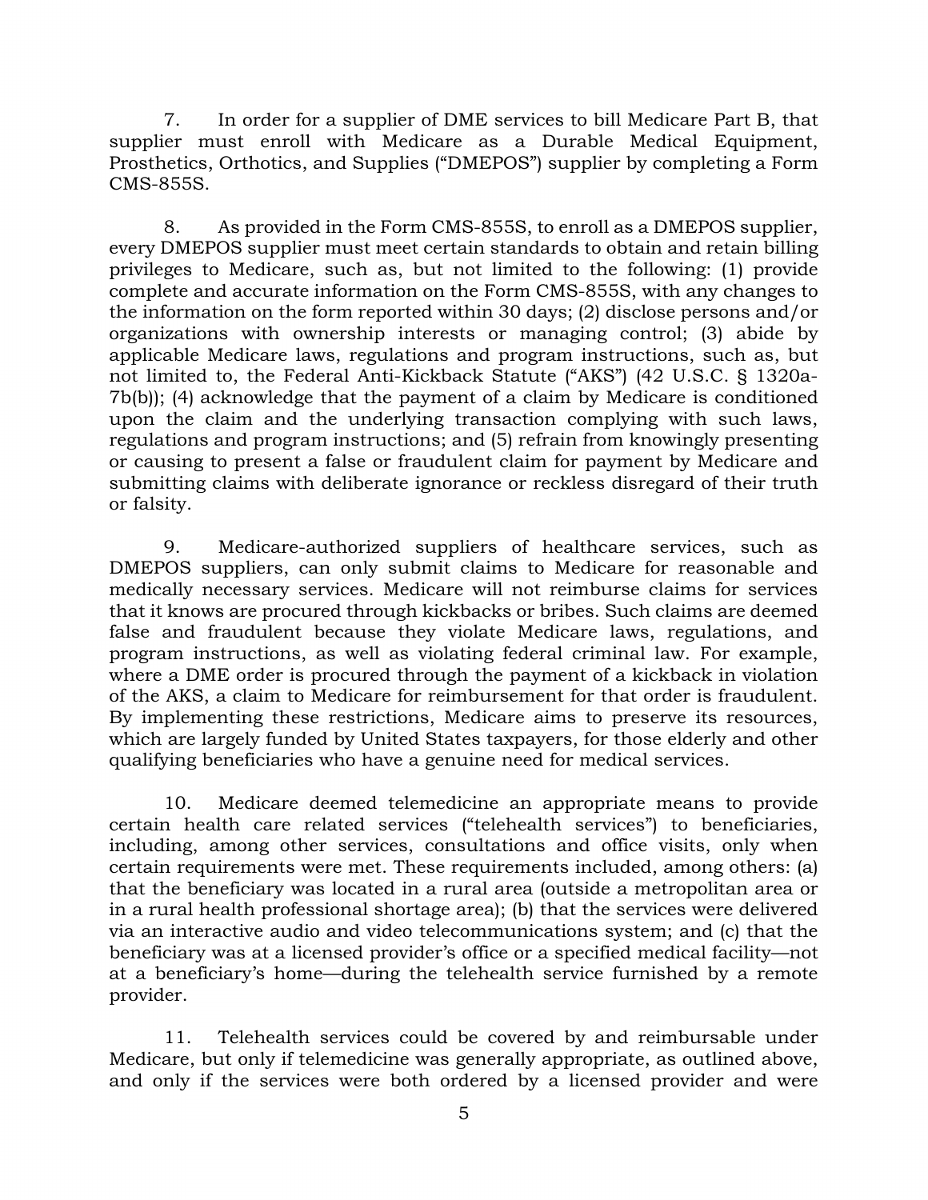7. In order for a supplier of DME services to bill Medicare Part B, that supplier must enroll with Medicare as a Durable Medical Equipment, Prosthetics, Orthotics, and Supplies ("DMEPOS") supplier by completing a Form CMS-855S.

8. As provided in the Form CMS-855S, to enroll as a DMEPOS supplier, every DMEPOS supplier must meet certain standards to obtain and retain billing privileges to Medicare, such as, but not limited to the following: (1) provide complete and accurate information on the Form CMS-855S, with any changes to the information on the form reported within 30 days; (2) disclose persons and/or organizations with ownership interests or managing control; (3) abide by applicable Medicare laws, regulations and program instructions, such as, but not limited to, the Federal Anti-Kickback Statute ("AKS") (42 U.S.C. § 1320a-7b(b)); (4) acknowledge that the payment of a claim by Medicare is conditioned upon the claim and the underlying transaction complying with such laws, regulations and program instructions; and (5) refrain from knowingly presenting or causing to present a false or fraudulent claim for payment by Medicare and submitting claims with deliberate ignorance or reckless disregard of their truth or falsity.

9. Medicare-authorized suppliers of healthcare services, such as DMEPOS suppliers, can only submit claims to Medicare for reasonable and medically necessary services. Medicare will not reimburse claims for services that it knows are procured through kickbacks or bribes. Such claims are deemed false and fraudulent because they violate Medicare laws, regulations, and program instructions, as well as violating federal criminal law. For example, where a DME order is procured through the payment of a kickback in violation of the AKS, a claim to Medicare for reimbursement for that order is fraudulent. By implementing these restrictions, Medicare aims to preserve its resources, which are largely funded by United States taxpayers, for those elderly and other qualifying beneficiaries who have a genuine need for medical services.

10. Medicare deemed telemedicine an appropriate means to provide certain health care related services ("telehealth services") to beneficiaries, including, among other services, consultations and office visits, only when certain requirements were met. These requirements included, among others: (a) that the beneficiary was located in a rural area (outside a metropolitan area or in a rural health professional shortage area); (b) that the services were delivered via an interactive audio and video telecommunications system; and (c) that the beneficiary was at a licensed provider's office or a specified medical facility—not at a beneficiary's home—during the telehealth service furnished by a remote provider.

11. Telehealth services could be covered by and reimbursable under Medicare, but only if telemedicine was generally appropriate, as outlined above, and only if the services were both ordered by a licensed provider and were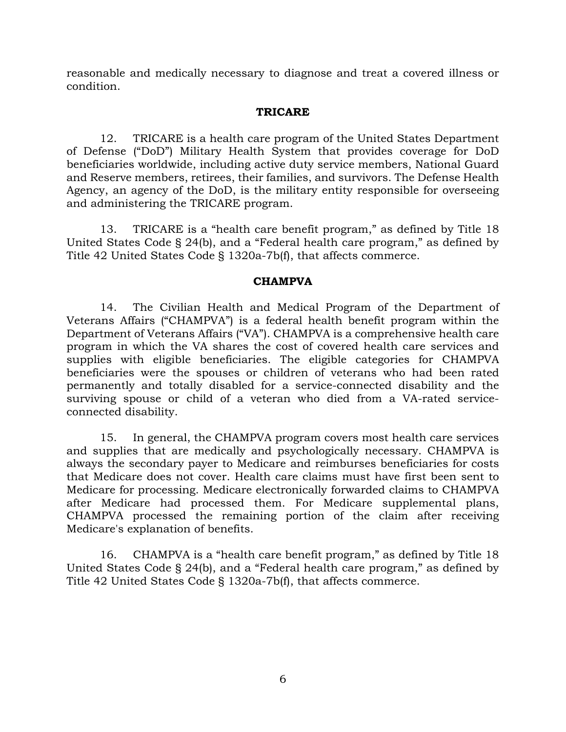reasonable and medically necessary to diagnose and treat a covered illness or condition.

### TRICARE

12. TRICARE is a health care program of the United States Department of Defense ("DoD") Military Health System that provides coverage for DoD beneficiaries worldwide, including active duty service members, National Guard and Reserve members, retirees, their families, and survivors. The Defense Health Agency, an agency of the DoD, is the military entity responsible for overseeing and administering the TRICARE program.

13. TRICARE is a "health care benefit program," as defined by Title 18 United States Code § 24(b), and a "Federal health care program," as defined by Title 42 United States Code § 1320a-7b(f), that affects commerce.

### CHAMPVA

14. The Civilian Health and Medical Program of the Department of Veterans Affairs ("CHAMPVA") is a federal health benefit program within the Department of Veterans Affairs ("VA"). CHAMPVA is a comprehensive health care program in which the VA shares the cost of covered health care services and supplies with eligible beneficiaries. The eligible categories for CHAMPVA beneficiaries were the spouses or children of veterans who had been rated permanently and totally disabled for a service-connected disability and the surviving spouse or child of a veteran who died from a VA-rated service-connected disability.

15. In general, the CHAMPVA program covers most health care services and supplies that are medically and psychologically necessary. CHAMPVA is always the secondary payer to Medicare and reimburses beneficiaries for costs that Medicare does not cover. Health care claims must have first been sent to Medicare for processing. Medicare electronically forwarded claims to CHAMPVA after Medicare had processed them. For Medicare supplemental plans, CHAMPVA processed the remaining portion of the claim after receiving Medicare's explanation of benefits.

16. CHAMPVA is a "health care benefit program," as defined by Title 18 United States Code § 24(b), and a "Federal health care program," as defined by Title 42 United States Code § 1320a-7b(f), that affects commerce.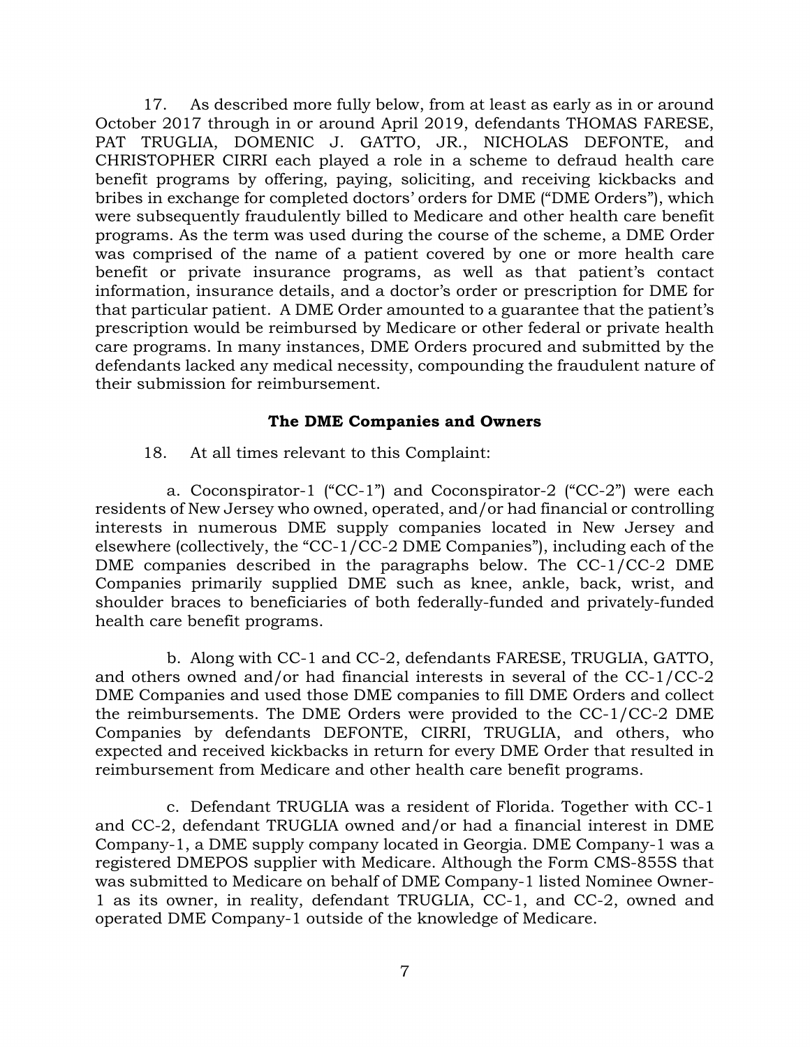17. As described more fully below, from at least as early as in or around October 2017 through in or around April 2019, defendants THOMAS FARESE, PAT TRUGLIA, DOMENIC J. GATTO, JR., NICHOLAS DEFONTE, and CHRISTOPHER CIRRI each played a role in a scheme to defraud health care benefit programs by offering, paying, soliciting, and receiving kickbacks and bribes in exchange for completed doctors' orders for DME ("DME Orders"), which were subsequently fraudulently billed to Medicare and other health care benefit programs. As the term was used during the course of the scheme, a DME Order was comprised of the name of a patient covered by one or more health care benefit or private insurance programs, as well as that patient's contact information, insurance details, and a doctor's order or prescription for DME for that particular patient. A DME Order amounted to a guarantee that the patient's prescription would be reimbursed by Medicare or other federal or private health care programs. In many instances, DME Orders procured and submitted by the defendants lacked any medical necessity, compounding the fraudulent nature of their submission for reimbursement.

**The DME Companies and Owners**

18. At all times relevant to this Complaint:

a. Coconspirator-1 ("CC-1") and Coconspirator-2 ("CC-2") were each residents of New Jersey who owned, operated, and/or had financial or controlling interests in numerous DME supply companies located in New Jersey and elsewhere (collectively, the "CC-1/CC-2 DME Companies"), including each of the DME companies described in the paragraphs below. The CC-1/CC-2 DME Companies primarily supplied DME such as knee, ankle, back, wrist, and shoulder braces to beneficiaries of both federally-funded and privately-funded health care benefit programs.

b. Along with CC-1 and CC-2, defendants FARESE, TRUGLIA, GATTO, and others owned and/or had financial interests in several of the CC-1/CC-2 DME Companies and used those DME companies to fill DME Orders and collect the reimbursements. The DME Orders were provided to the CC-1/CC-2 DME Companies by defendants DEFONTE, CIRRI, TRUGLIA, and others, who expected and received kickbacks in return for every DME Order that resulted in reimbursement from Medicare and other health care benefit programs.

c. Defendant TRUGLIA was a resident of Florida. Together with CC-1 and CC-2, defendant TRUGLIA owned and/or had a financial interest in DME Company-1, a DME supply company located in Georgia. DME Company-1 was a registered DMEPOS supplier with Medicare. Although the Form CMS-855S that was submitted to Medicare on behalf of DME Company-1 listed Nominee Owner-1 as its owner, in reality, defendant TRUGLIA, CC-1, and CC-2, owned and operated DME Company-1 outside of the knowledge of Medicare.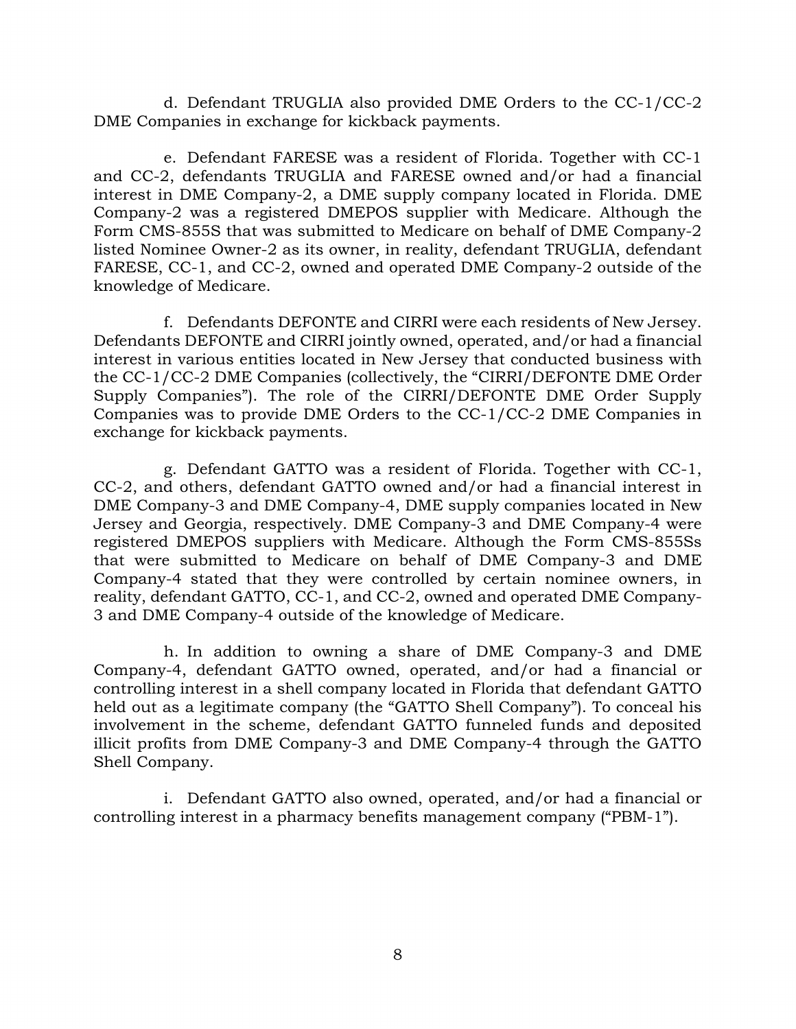d. Defendant TRUGLIA also provided DME Orders to the CC-1/CC-2 DME Companies in exchange for kickback payments.

e. Defendant FARESE was a resident of Florida. Together with CC-1 and CC-2, defendants TRUGLIA and FARESE owned and/or had a financial interest in DME Company-2, a DME supply company located in Florida. DME Company-2 was a registered DMEPOS supplier with Medicare. Although the Form CMS-855S that was submitted to Medicare on behalf of DME Company-2 listed Nominee Owner-2 as its owner, in reality, defendant TRUGLIA, defendant FARESE, CC-1, and CC-2, owned and operated DME Company-2 outside of the knowledge of Medicare.

f. Defendants DEFONTE and CIRRI were each residents of New Jersey. Defendants DEFONTE and CIRRI jointly owned, operated, and/or had a financial interest in various entities located in New Jersey that conducted business with the CC-1/CC-2 DME Companies (collectively, the "CIRRI/DEFONTE DME Order Supply Companies"). The role of the CIRRI/DEFONTE DME Order Supply Companies was to provide DME Orders to the CC-1/CC-2 DME Companies in exchange for kickback payments.

g. Defendant GATTO was a resident of Florida. Together with CC-1, CC-2, and others, defendant GATTO owned and/or had a financial interest in DME Company-3 and DME Company-4, DME supply companies located in New Jersey and Georgia, respectively. DME Company-3 and DME Company-4 were registered DMEPOS suppliers with Medicare. Although the Form CMS-855Ss that were submitted to Medicare on behalf of DME Company-3 and DME Company-4 stated that they were controlled by certain nominee owners, in reality, defendant GATTO, CC-1, and CC-2, owned and operated DME Company-3 and DME Company-4 outside of the knowledge of Medicare.

h. In addition to owning a share of DME Company-3 and DME Company-4, defendant GATTO owned, operated, and/or had a financial or controlling interest in a shell company located in Florida that defendant GATTO held out as a legitimate company (the "GATTO Shell Company"). To conceal his involvement in the scheme, defendant GATTO funneled funds and deposited illicit profits from DME Company-3 and DME Company-4 through the GATTO Shell Company.

i. Defendant GATTO also owned, operated, and/or had a financial or controlling interest in a pharmacy benefits management company ("PBM-1").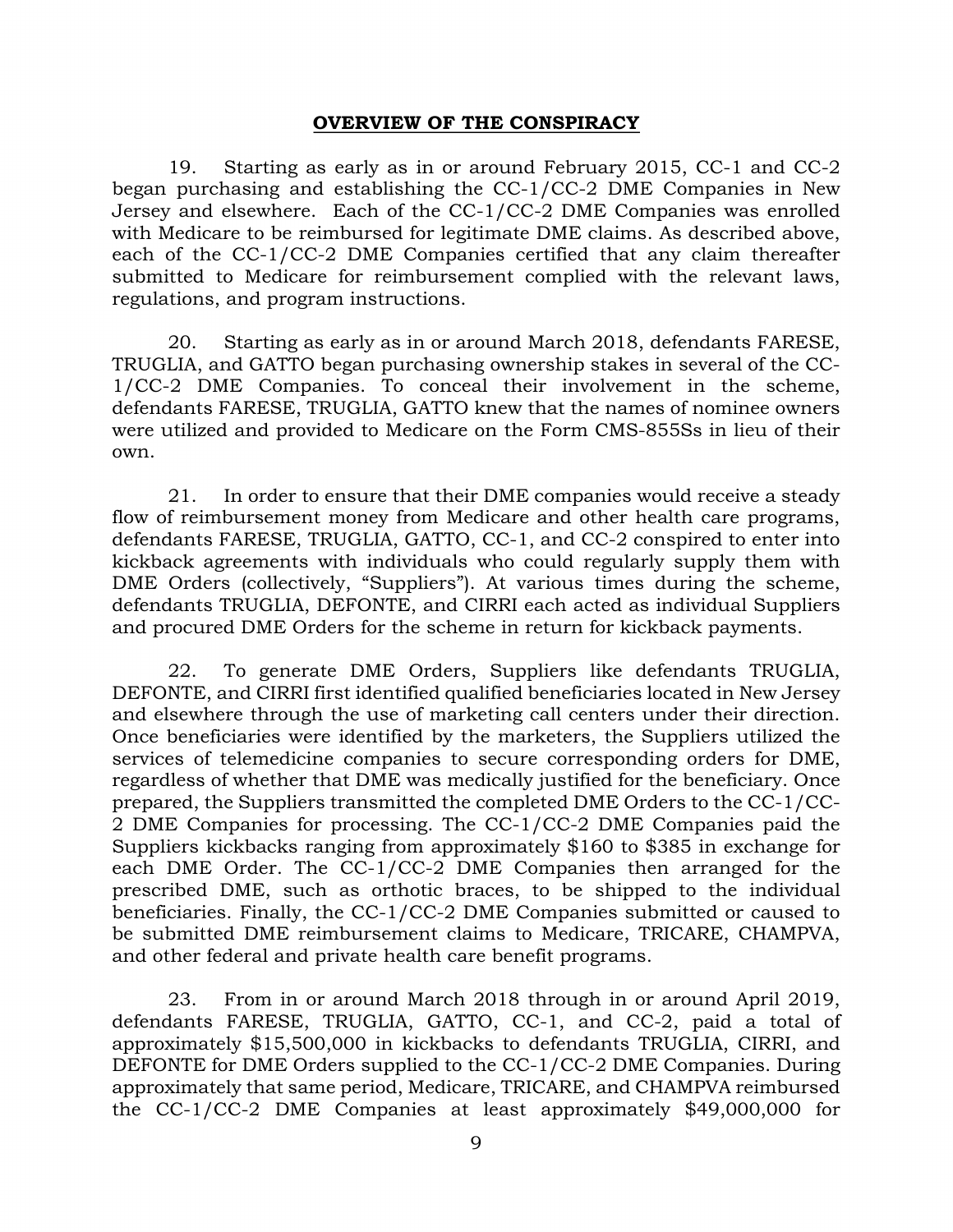## **OVERVIEW OF THE CONSPIRACY**

19. Starting as early as in or around February 2015, CC-1 and CC-2 began purchasing and establishing the CC-1/CC-2 DME Companies in New Jersey and elsewhere. Each of the CC-1/CC-2 DME Companies was enrolled with Medicare to be reimbursed for legitimate DME claims. As described above, each of the CC-1/CC-2 DME Companies certified that any claim thereafter submitted to Medicare for reimbursement complied with the relevant laws, regulations, and program instructions.

20. Starting as early as in or around March 2018, defendants FARESE, TRUGLIA, and GATTO began purchasing ownership stakes in several of the CC-1/CC-2 DME Companies. To conceal their involvement in the scheme, defendants FARESE, TRUGLIA, GATTO knew that the names of nominee owners were utilized and provided to Medicare on the Form CMS-855Ss in lieu of their own.

21. In order to ensure that their DME companies would receive a steady flow of reimbursement money from Medicare and other health care programs, defendants FARESE, TRUGLIA, GATTO, CC-1, and CC-2 conspired to enter into kickback agreements with individuals who could regularly supply them with DME Orders (collectively, "Suppliers"). At various times during the scheme, defendants TRUGLIA, DEFONTE, and CIRRI each acted as individual Suppliers and procured DME Orders for the scheme in return for kickback payments.

22. To generate DME Orders, Suppliers like defendants TRUGLIA, DEFONTE, and CIRRI first identified qualified beneficiaries located in New Jersey and elsewhere through the use of marketing call centers under their direction. Once beneficiaries were identified by the marketers, the Suppliers utilized the services of telemedicine companies to secure corresponding orders for DME, regardless of whether that DME was medically justified for the beneficiary. Once prepared, the Suppliers transmitted the completed DME Orders to the CC-1/CC-2 DME Companies for processing. The CC-1/CC-2 DME Companies paid the Suppliers kickbacks ranging from approximately $160 to $385 in exchange for each DME Order. The CC-1/CC-2 DME Companies then arranged for the prescribed DME, such as orthotic braces, to be shipped to the individual beneficiaries. Finally, the CC-1/CC-2 DME Companies submitted or caused to be submitted DME reimbursement claims to Medicare, TRICARE, CHAMPVA, and other federal and private health care benefit programs.

23. From in or around March 2018 through in or around April 2019, defendants FARESE, TRUGLIA, GATTO, CC-1, and CC-2, paid a total of approximately $15,500,000 in kickbacks to defendants TRUGLIA, CIRRI, and DEFONTE for DME Orders supplied to the CC-1/CC-2 DME Companies. During approximately that same period, Medicare, TRICARE, and CHAMPVA reimbursed the CC-1/CC-2 DME Companies at least approximately $49,000,000 for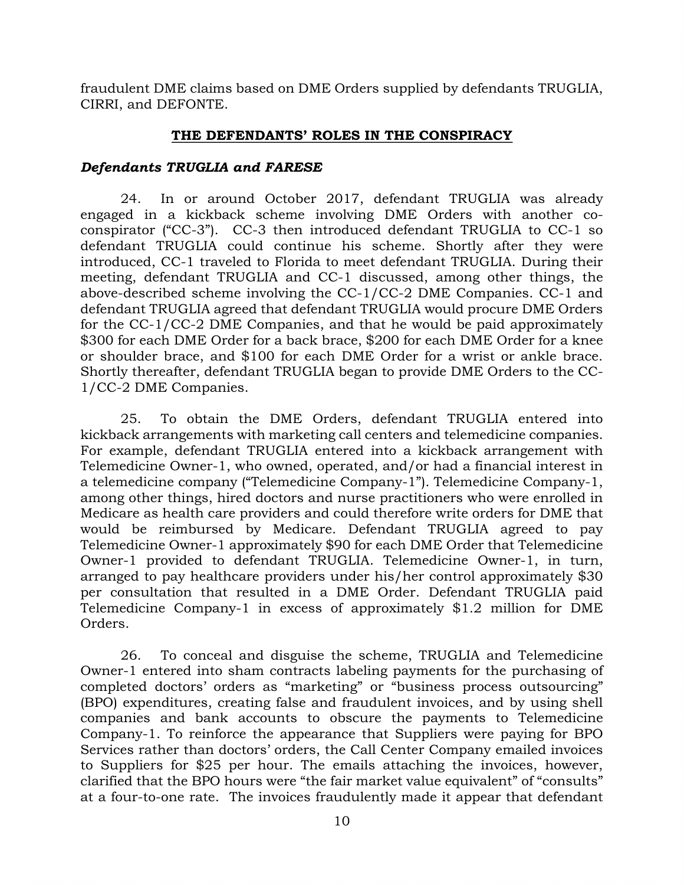fraudulent DME claims based on DME Orders supplied by defendants TRUGLIA, CIRRI, and DEFONTE.

## THE DEFENDANTS' ROLES IN THE CONSPIRACY

### *Defendants TRUGLIA and FARESE*

24. In or around October 2017, defendant TRUGLIA was already engaged in a kickback scheme involving DME Orders with another co-conspirator ("CC-3"). CC-3 then introduced defendant TRUGLIA to CC-1 so defendant TRUGLIA could continue his scheme. Shortly after they were introduced, CC-1 traveled to Florida to meet defendant TRUGLIA. During their meeting, defendant TRUGLIA and CC-1 discussed, among other things, the above-described scheme involving the CC-1/CC-2 DME Companies. CC-1 and defendant TRUGLIA agreed that defendant TRUGLIA would procure DME Orders for the CC-1/CC-2 DME Companies, and that he would be paid approximately $300 for each DME Order for a back brace, $200 for each DME Order for a knee or shoulder brace, and $100 for each DME Order for a wrist or ankle brace. Shortly thereafter, defendant TRUGLIA began to provide DME Orders to the CC-1/CC-2 DME Companies.

25. To obtain the DME Orders, defendant TRUGLIA entered into kickback arrangements with marketing call centers and telemedicine companies. For example, defendant TRUGLIA entered into a kickback arrangement with Telemedicine Owner-1, who owned, operated, and/or had a financial interest in a telemedicine company ("Telemedicine Company-1"). Telemedicine Company-1, among other things, hired doctors and nurse practitioners who were enrolled in Medicare as health care providers and could therefore write orders for DME that would be reimbursed by Medicare. Defendant TRUGLIA agreed to pay Telemedicine Owner-1 approximately $90 for each DME Order that Telemedicine Owner-1 provided to defendant TRUGLIA. Telemedicine Owner-1, in turn, arranged to pay healthcare providers under his/her control approximately $30 per consultation that resulted in a DME Order. Defendant TRUGLIA paid Telemedicine Company-1 in excess of approximately $1.2 million for DME Orders.

26. To conceal and disguise the scheme, TRUGLIA and Telemedicine Owner-1 entered into sham contracts labeling payments for the purchasing of completed doctors' orders as "marketing" or "business process outsourcing" (BPO) expenditures, creating false and fraudulent invoices, and by using shell companies and bank accounts to obscure the payments to Telemedicine Company-1. To reinforce the appearance that Suppliers were paying for BPO Services rather than doctors' orders, the Call Center Company emailed invoices to Suppliers for $25 per hour. The emails attaching the invoices, however, clarified that the BPO hours were "the fair market value equivalent" of "consults" at a four-to-one rate. The invoices fraudulently made it appear that defendant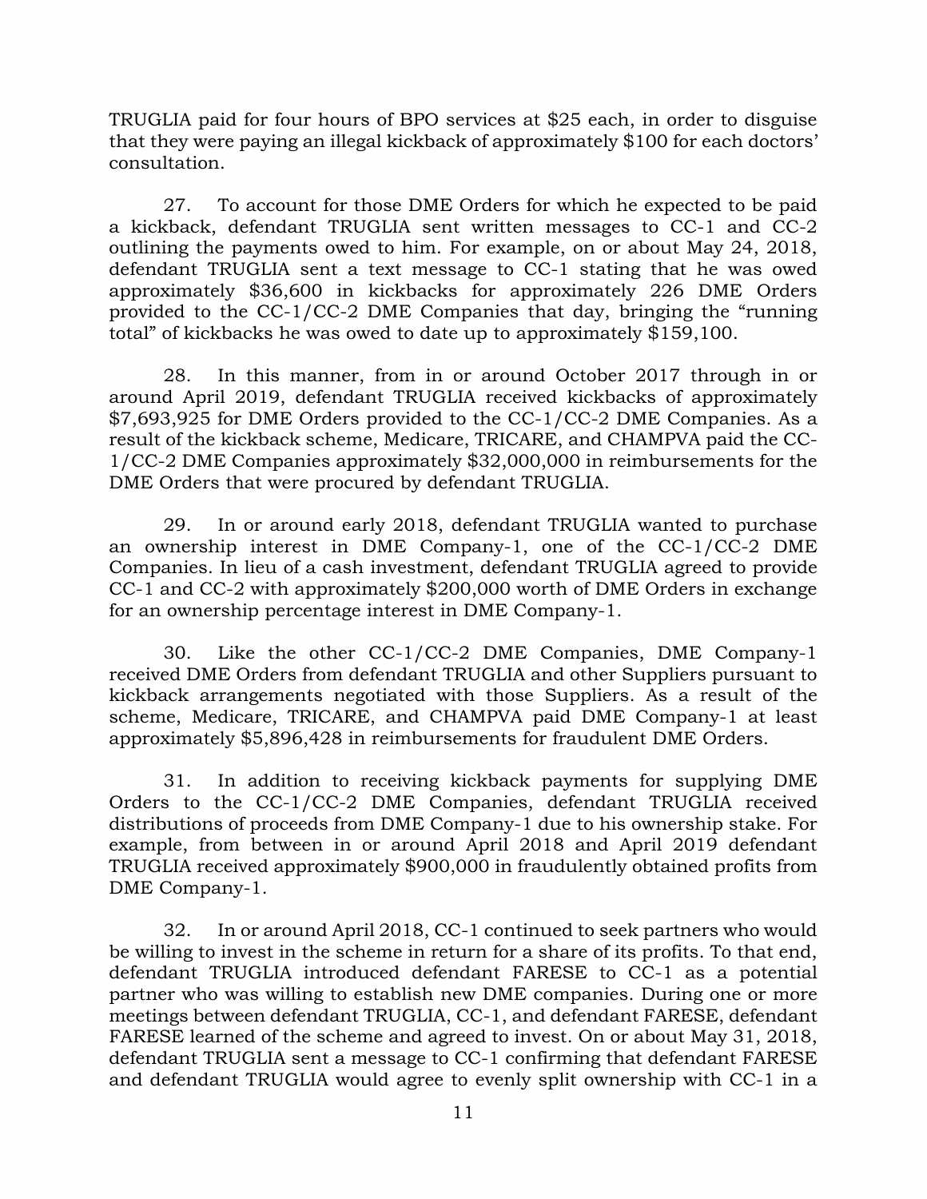TRUGLIA paid for four hours of BPO services at $25 each, in order to disguise that they were paying an illegal kickback of approximately $100 for each doctors' consultation.

27. To account for those DME Orders for which he expected to be paid a kickback, defendant TRUGLIA sent written messages to CC-1 and CC-2 outlining the payments owed to him. For example, on or about May 24, 2018, defendant TRUGLIA sent a text message to CC-1 stating that he was owed approximately $36,600 in kickbacks for approximately 226 DME Orders provided to the CC-1/CC-2 DME Companies that day, bringing the "running total" of kickbacks he was owed to date up to approximately $159,100.

28. In this manner, from in or around October 2017 through in or around April 2019, defendant TRUGLIA received kickbacks of approximately $7,693,925 for DME Orders provided to the CC-1/CC-2 DME Companies. As a result of the kickback scheme, Medicare, TRICARE, and CHAMPVA paid the CC-1/CC-2 DME Companies approximately $32,000,000 in reimbursements for the DME Orders that were procured by defendant TRUGLIA.

29. In or around early 2018, defendant TRUGLIA wanted to purchase an ownership interest in DME Company-1, one of the CC-1/CC-2 DME Companies. In lieu of a cash investment, defendant TRUGLIA agreed to provide CC-1 and CC-2 with approximately $200,000 worth of DME Orders in exchange for an ownership percentage interest in DME Company-1.

30. Like the other CC-1/CC-2 DME Companies, DME Company-1 received DME Orders from defendant TRUGLIA and other Suppliers pursuant to kickback arrangements negotiated with those Suppliers. As a result of the scheme, Medicare, TRICARE, and CHAMPVA paid DME Company-1 at least approximately $5,896,428 in reimbursements for fraudulent DME Orders.

31. In addition to receiving kickback payments for supplying DME Orders to the CC-1/CC-2 DME Companies, defendant TRUGLIA received distributions of proceeds from DME Company-1 due to his ownership stake. For example, from between in or around April 2018 and April 2019 defendant TRUGLIA received approximately $900,000 in fraudulently obtained profits from DME Company-1.

32. In or around April 2018, CC-1 continued to seek partners who would be willing to invest in the scheme in return for a share of its profits. To that end, defendant TRUGLIA introduced defendant FARESE to CC-1 as a potential partner who was willing to establish new DME companies. During one or more meetings between defendant TRUGLIA, CC-1, and defendant FARESE, defendant FARESE learned of the scheme and agreed to invest. On or about May 31, 2018, defendant TRUGLIA sent a message to CC-1 confirming that defendant FARESE and defendant TRUGLIA would agree to evenly split ownership with CC-1 in a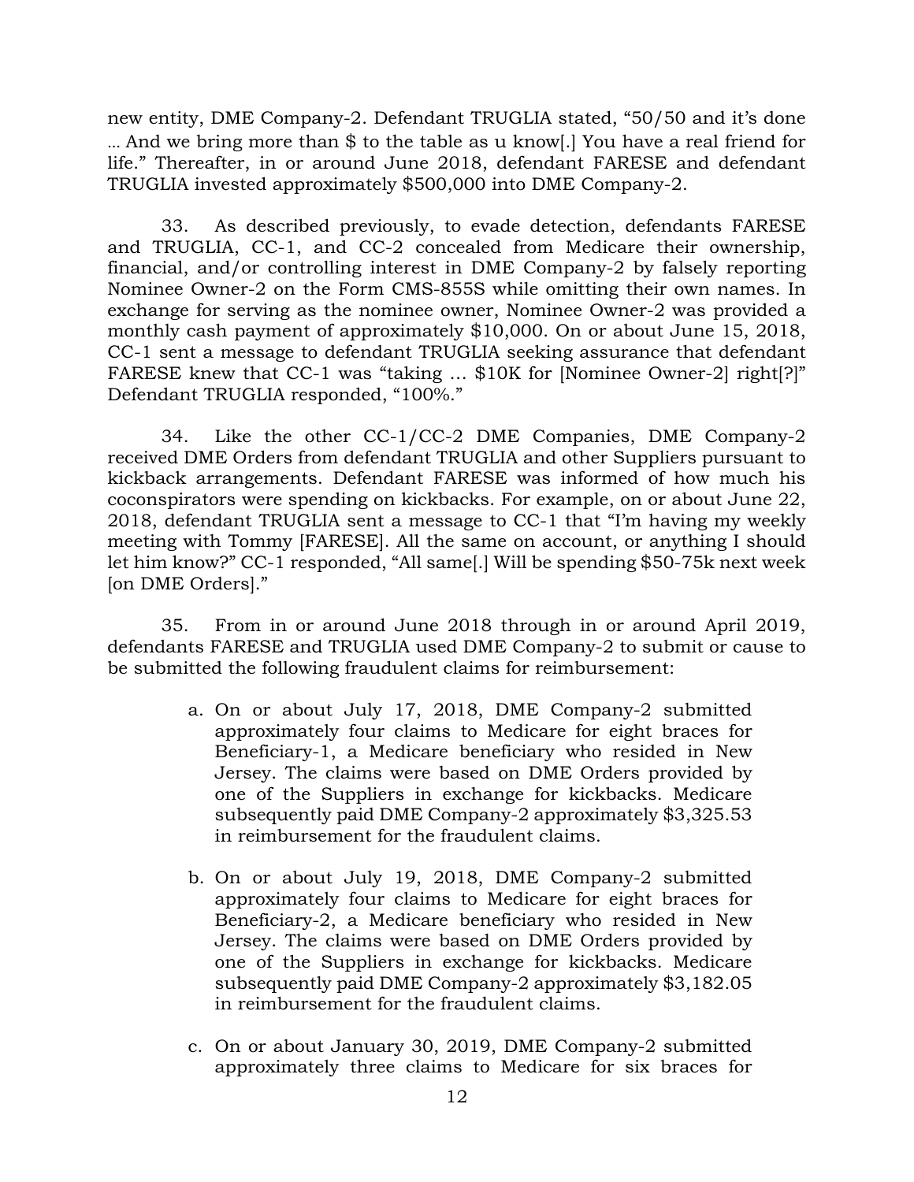new entity, DME Company-2. Defendant TRUGLIA stated, "50/50 and it's done … And we bring more than $ to the table as u know[.] You have a real friend for life." Thereafter, in or around June 2018, defendant FARESE and defendant TRUGLIA invested approximately $500,000 into DME Company-2.

33. As described previously, to evade detection, defendants FARESE and TRUGLIA, CC-1, and CC-2 concealed from Medicare their ownership, financial, and/or controlling interest in DME Company-2 by falsely reporting Nominee Owner-2 on the Form CMS-855S while omitting their own names. In exchange for serving as the nominee owner, Nominee Owner-2 was provided a monthly cash payment of approximately $10,000. On or about June 15, 2018, CC-1 sent a message to defendant TRUGLIA seeking assurance that defendant FARESE knew that CC-1 was "taking … $10K for [Nominee Owner-2] right[?]" Defendant TRUGLIA responded, "100%."

34. Like the other CC-1/CC-2 DME Companies, DME Company-2 received DME Orders from defendant TRUGLIA and other Suppliers pursuant to kickback arrangements. Defendant FARESE was informed of how much his coconspirators were spending on kickbacks. For example, on or about June 22, 2018, defendant TRUGLIA sent a message to CC-1 that "I'm having my weekly meeting with Tommy [FARESE]. All the same on account, or anything I should let him know?" CC-1 responded, "All same[.] Will be spending $50-75k next week [on DME Orders]."

35. From in or around June 2018 through in or around April 2019, defendants FARESE and TRUGLIA used DME Company-2 to submit or cause to be submitted the following fraudulent claims for reimbursement:

a. On or about July 17, 2018, DME Company-2 submitted approximately four claims to Medicare for eight braces for Beneficiary-1, a Medicare beneficiary who resided in New Jersey. The claims were based on DME Orders provided by one of the Suppliers in exchange for kickbacks. Medicare subsequently paid DME Company-2 approximately $3,325.53 in reimbursement for the fraudulent claims.

b. On or about July 19, 2018, DME Company-2 submitted approximately four claims to Medicare for eight braces for Beneficiary-2, a Medicare beneficiary who resided in New Jersey. The claims were based on DME Orders provided by one of the Suppliers in exchange for kickbacks. Medicare subsequently paid DME Company-2 approximately $3,182.05 in reimbursement for the fraudulent claims.

c. On or about January 30, 2019, DME Company-2 submitted approximately three claims to Medicare for six braces for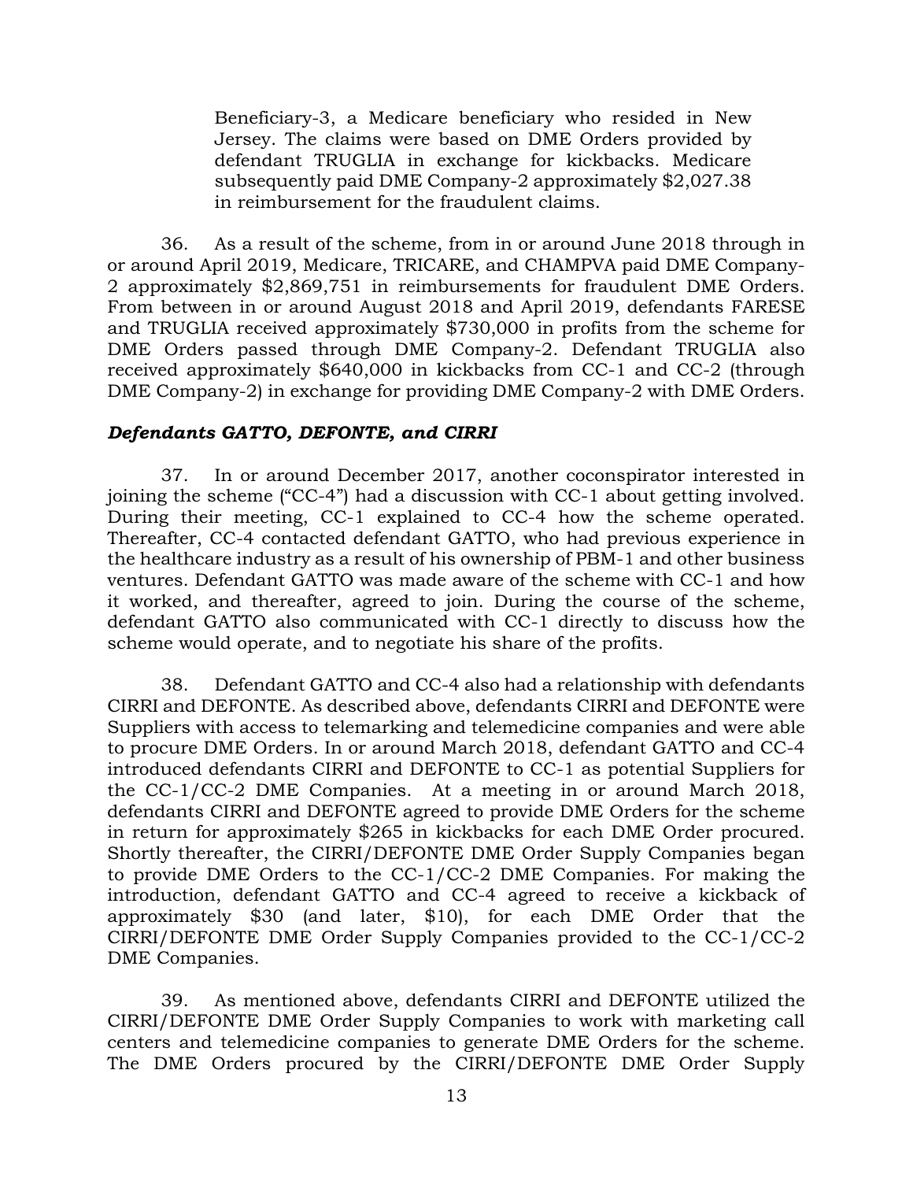Beneficiary-3, a Medicare beneficiary who resided in New Jersey. The claims were based on DME Orders provided by defendant TRUGLIA in exchange for kickbacks. Medicare subsequently paid DME Company-2 approximately $2,027.38 in reimbursement for the fraudulent claims.

36. As a result of the scheme, from in or around June 2018 through in or around April 2019, Medicare, TRICARE, and CHAMPVA paid DME Company-2 approximately $2,869,751 in reimbursements for fraudulent DME Orders. From between in or around August 2018 and April 2019, defendants FARESE and TRUGLIA received approximately $730,000 in profits from the scheme for DME Orders passed through DME Company-2. Defendant TRUGLIA also received approximately $640,000 in kickbacks from CC-1 and CC-2 (through DME Company-2) in exchange for providing DME Company-2 with DME Orders.

***Defendants GATTO, DEFONTE, and CIRRI***

37. In or around December 2017, another coconspirator interested in joining the scheme ("CC-4") had a discussion with CC-1 about getting involved. During their meeting, CC-1 explained to CC-4 how the scheme operated. Thereafter, CC-4 contacted defendant GATTO, who had previous experience in the healthcare industry as a result of his ownership of PBM-1 and other business ventures. Defendant GATTO was made aware of the scheme with CC-1 and how it worked, and thereafter, agreed to join. During the course of the scheme, defendant GATTO also communicated with CC-1 directly to discuss how the scheme would operate, and to negotiate his share of the profits.

38. Defendant GATTO and CC-4 also had a relationship with defendants CIRRI and DEFONTE. As described above, defendants CIRRI and DEFONTE were Suppliers with access to telemarking and telemedicine companies and were able to procure DME Orders. In or around March 2018, defendant GATTO and CC-4 introduced defendants CIRRI and DEFONTE to CC-1 as potential Suppliers for the CC-1/CC-2 DME Companies. At a meeting in or around March 2018, defendants CIRRI and DEFONTE agreed to provide DME Orders for the scheme in return for approximately $265 in kickbacks for each DME Order procured. Shortly thereafter, the CIRRI/DEFONTE DME Order Supply Companies began to provide DME Orders to the CC-1/CC-2 DME Companies. For making the introduction, defendant GATTO and CC-4 agreed to receive a kickback of approximately $30 (and later, $10), for each DME Order that the CIRRI/DEFONTE DME Order Supply Companies provided to the CC-1/CC-2 DME Companies.

39. As mentioned above, defendants CIRRI and DEFONTE utilized the CIRRI/DEFONTE DME Order Supply Companies to work with marketing call centers and telemedicine companies to generate DME Orders for the scheme. The DME Orders procured by the CIRRI/DEFONTE DME Order Supply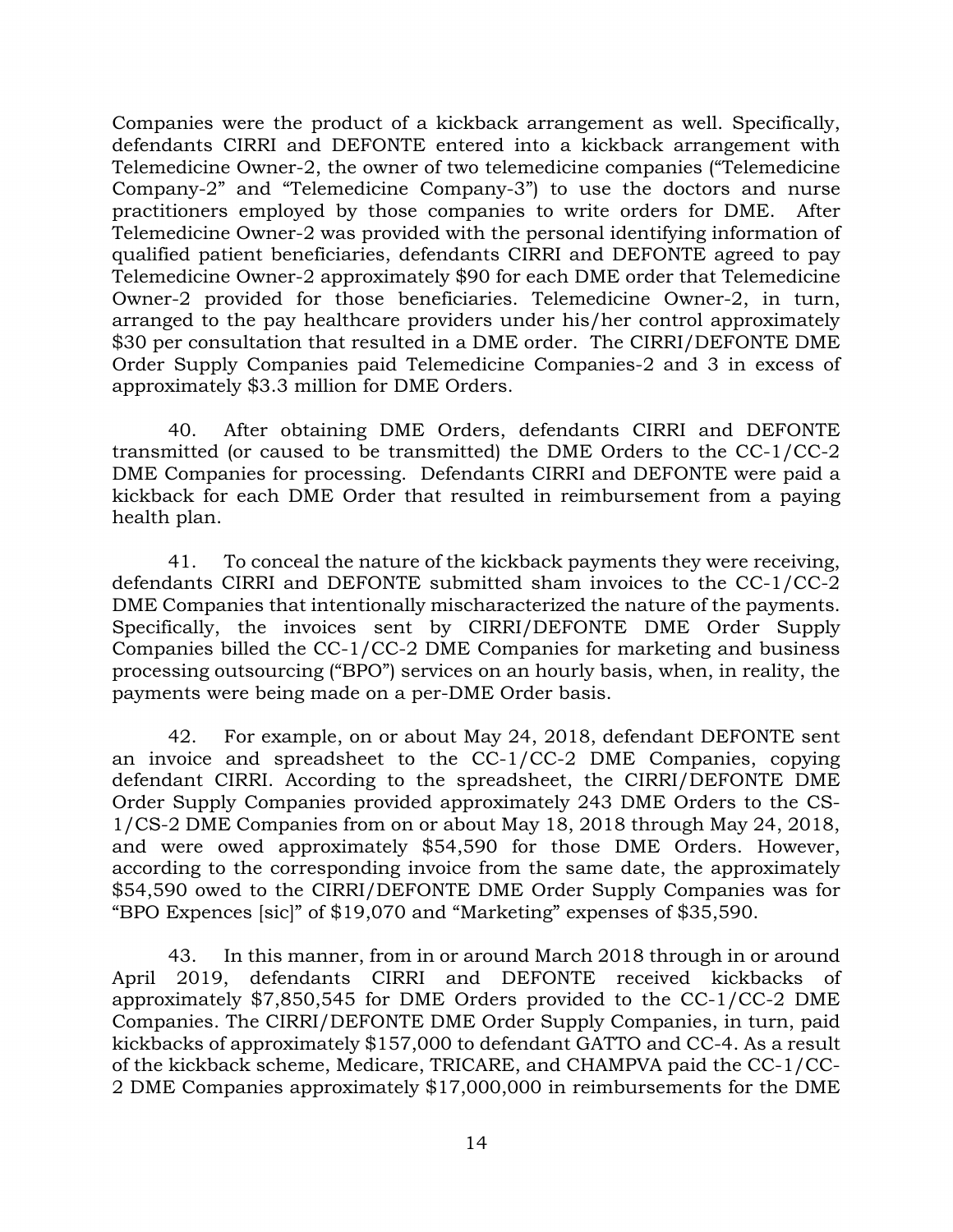Companies were the product of a kickback arrangement as well. Specifically, defendants CIRRI and DEFONTE entered into a kickback arrangement with Telemedicine Owner-2, the owner of two telemedicine companies ("Telemedicine Company-2" and "Telemedicine Company-3") to use the doctors and nurse practitioners employed by those companies to write orders for DME. After Telemedicine Owner-2 was provided with the personal identifying information of qualified patient beneficiaries, defendants CIRRI and DEFONTE agreed to pay Telemedicine Owner-2 approximately $90 for each DME order that Telemedicine Owner-2 provided for those beneficiaries. Telemedicine Owner-2, in turn, arranged to the pay healthcare providers under his/her control approximately $30 per consultation that resulted in a DME order. The CIRRI/DEFONTE DME Order Supply Companies paid Telemedicine Companies-2 and 3 in excess of approximately $3.3 million for DME Orders.

40. After obtaining DME Orders, defendants CIRRI and DEFONTE transmitted (or caused to be transmitted) the DME Orders to the CC-1/CC-2 DME Companies for processing. Defendants CIRRI and DEFONTE were paid a kickback for each DME Order that resulted in reimbursement from a paying health plan.

41. To conceal the nature of the kickback payments they were receiving, defendants CIRRI and DEFONTE submitted sham invoices to the CC-1/CC-2 DME Companies that intentionally mischaracterized the nature of the payments. Specifically, the invoices sent by CIRRI/DEFONTE DME Order Supply Companies billed the CC-1/CC-2 DME Companies for marketing and business processing outsourcing ("BPO") services on an hourly basis, when, in reality, the payments were being made on a per-DME Order basis.

42. For example, on or about May 24, 2018, defendant DEFONTE sent an invoice and spreadsheet to the CC-1/CC-2 DME Companies, copying defendant CIRRI. According to the spreadsheet, the CIRRI/DEFONTE DME Order Supply Companies provided approximately 243 DME Orders to the CS-1/CS-2 DME Companies from on or about May 18, 2018 through May 24, 2018, and were owed approximately $54,590 for those DME Orders. However, according to the corresponding invoice from the same date, the approximately $54,590 owed to the CIRRI/DEFONTE DME Order Supply Companies was for "BPO Expences [sic]" of $19,070 and "Marketing" expenses of $35,590.

43. In this manner, from in or around March 2018 through in or around April 2019, defendants CIRRI and DEFONTE received kickbacks of approximately $7,850,545 for DME Orders provided to the CC-1/CC-2 DME Companies. The CIRRI/DEFONTE DME Order Supply Companies, in turn, paid kickbacks of approximately $157,000 to defendant GATTO and CC-4. As a result of the kickback scheme, Medicare, TRICARE, and CHAMPVA paid the CC-1/CC-2 DME Companies approximately $17,000,000 in reimbursements for the DME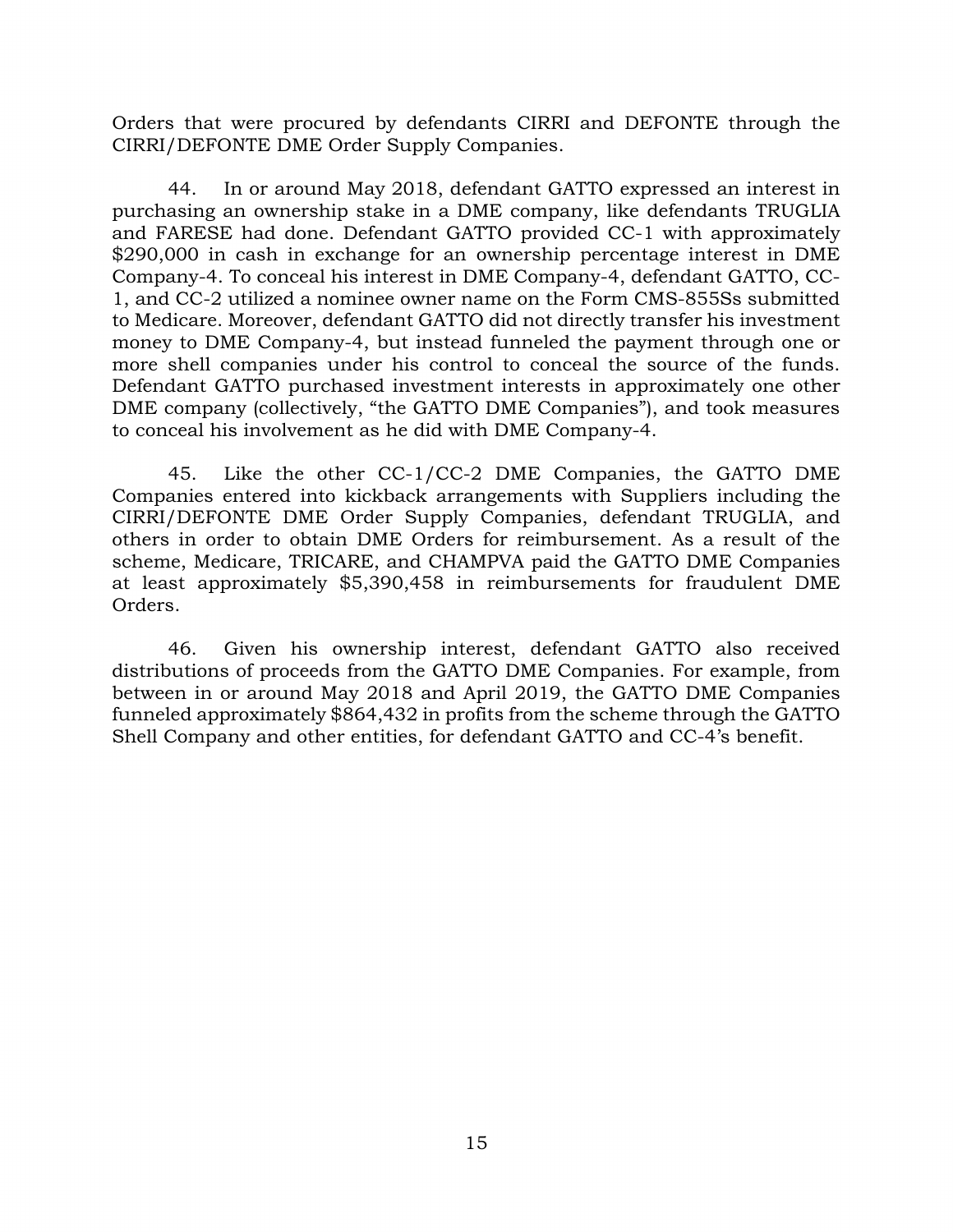Orders that were procured by defendants CIRRI and DEFONTE through the CIRRI/DEFONTE DME Order Supply Companies.

44. In or around May 2018, defendant GATTO expressed an interest in purchasing an ownership stake in a DME company, like defendants TRUGLIA and FARESE had done. Defendant GATTO provided CC-1 with approximately $290,000 in cash in exchange for an ownership percentage interest in DME Company-4. To conceal his interest in DME Company-4, defendant GATTO, CC-1, and CC-2 utilized a nominee owner name on the Form CMS-855Ss submitted to Medicare. Moreover, defendant GATTO did not directly transfer his investment money to DME Company-4, but instead funneled the payment through one or more shell companies under his control to conceal the source of the funds. Defendant GATTO purchased investment interests in approximately one other DME company (collectively, "the GATTO DME Companies"), and took measures to conceal his involvement as he did with DME Company-4.

45. Like the other CC-1/CC-2 DME Companies, the GATTO DME Companies entered into kickback arrangements with Suppliers including the CIRRI/DEFONTE DME Order Supply Companies, defendant TRUGLIA, and others in order to obtain DME Orders for reimbursement. As a result of the scheme, Medicare, TRICARE, and CHAMPVA paid the GATTO DME Companies at least approximately $5,390,458 in reimbursements for fraudulent DME Orders.

46. Given his ownership interest, defendant GATTO also received distributions of proceeds from the GATTO DME Companies. For example, from between in or around May 2018 and April 2019, the GATTO DME Companies funneled approximately $864,432 in profits from the scheme through the GATTO Shell Company and other entities, for defendant GATTO and CC-4's benefit.